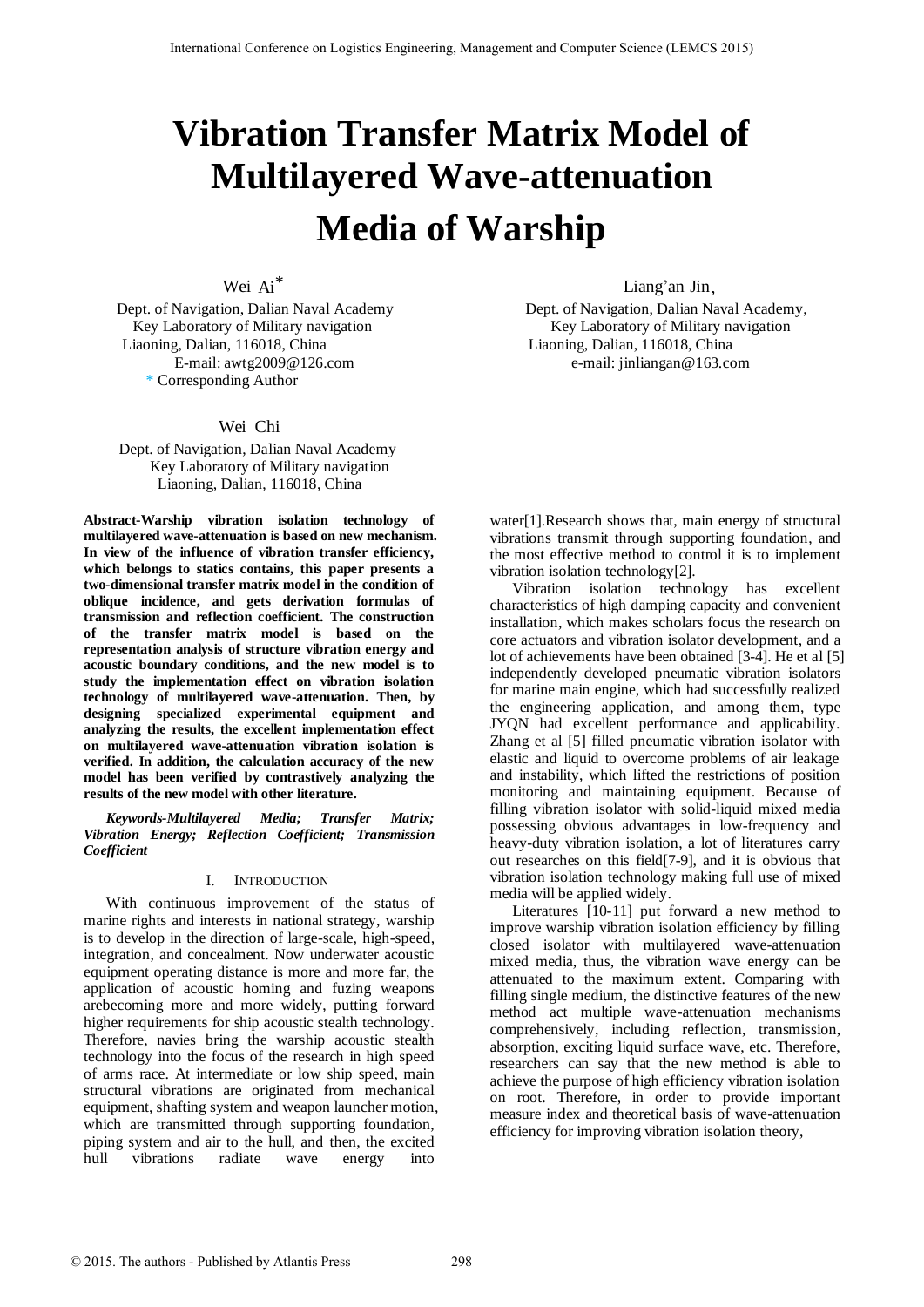# Vibration Transfer Matrix Model of Multilayered Wave-attenuation Media of Warship

Wei Ai*
Dept. of Navigation, Dalian Naval Academy
Key Laboratory of Military navigation
Liaoning, Dalian, 116018, China
E-mail: awtg2009@126.com
* Corresponding Author

Liang'an Jin,
Dept. of Navigation, Dalian Naval Academy,
Key Laboratory of Military navigation
Liaoning, Dalian, 116018, China
e-mail: jinliangan@163.com

Wei Chi
Dept. of Navigation, Dalian Naval Academy
Key Laboratory of Military navigation
Liaoning, Dalian, 116018, China

**Abstract-Warship vibration isolation technology of multilayered wave-attenuation is based on new mechanism. In view of the influence of vibration transfer efficiency, which belongs to statics contains, this paper presents a two-dimensional transfer matrix model in the condition of oblique incidence, and gets derivation formulas of transmission and reflection coefficient. The construction of the transfer matrix model is based on the representation analysis of structure vibration energy and acoustic boundary conditions, and the new model is to study the implementation effect on vibration isolation technology of multilayered wave-attenuation. Then, by designing specialized experimental equipment and analyzing the results, the excellent implementation effect on multilayered wave-attenuation vibration isolation is verified. In addition, the calculation accuracy of the new model has been verified by contrastively analyzing the results of the new model with other literature.**

***Keywords-Multilayered Media; Transfer Matrix; Vibration Energy; Reflection Coefficient; Transmission Coefficient***

## I. Introduction

With continuous improvement of the status of marine rights and interests in national strategy, warship is to develop in the direction of large-scale, high-speed, integration, and concealment. Now underwater acoustic equipment operating distance is more and more far, the application of acoustic homing and fuzing weapons arebecoming more and more widely, putting forward higher requirements for ship acoustic stealth technology. Therefore, navies bring the warship acoustic stealth technology into the focus of the research in high speed of arms race. At intermediate or low ship speed, main structural vibrations are originated from mechanical equipment, shafting system and weapon launcher motion, which are transmitted through supporting foundation, piping system and air to the hull, and then, the excited hull vibrations radiate wave energy into water[1].Research shows that, main energy of structural vibrations transmit through supporting foundation, and the most effective method to control it is to implement vibration isolation technology[2].

Vibration isolation technology has excellent characteristics of high damping capacity and convenient installation, which makes scholars focus the research on core actuators and vibration isolator development, and a lot of achievements have been obtained [3-4]. He et al [5] independently developed pneumatic vibration isolators for marine main engine, which had successfully realized the engineering application, and among them, type JYQN had excellent performance and applicability. Zhang et al [5] filled pneumatic vibration isolator with elastic and liquid to overcome problems of air leakage and instability, which lifted the restrictions of position monitoring and maintaining equipment. Because of filling vibration isolator with solid-liquid mixed media possessing obvious advantages in low-frequency and heavy-duty vibration isolation, a lot of literatures carry out researches on this field[7-9], and it is obvious that vibration isolation technology making full use of mixed media will be applied widely.

Literatures [10-11] put forward a new method to improve warship vibration isolation efficiency by filling closed isolator with multilayered wave-attenuation mixed media, thus, the vibration wave energy can be attenuated to the maximum extent. Comparing with filling single medium, the distinctive features of the new method act multiple wave-attenuation mechanisms comprehensively, including reflection, transmission, absorption, exciting liquid surface wave, etc. Therefore, researchers can say that the new method is able to achieve the purpose of high efficiency vibration isolation on root. Therefore, in order to provide important measure index and theoretical basis of wave-attenuation efficiency for improving vibration isolation theory,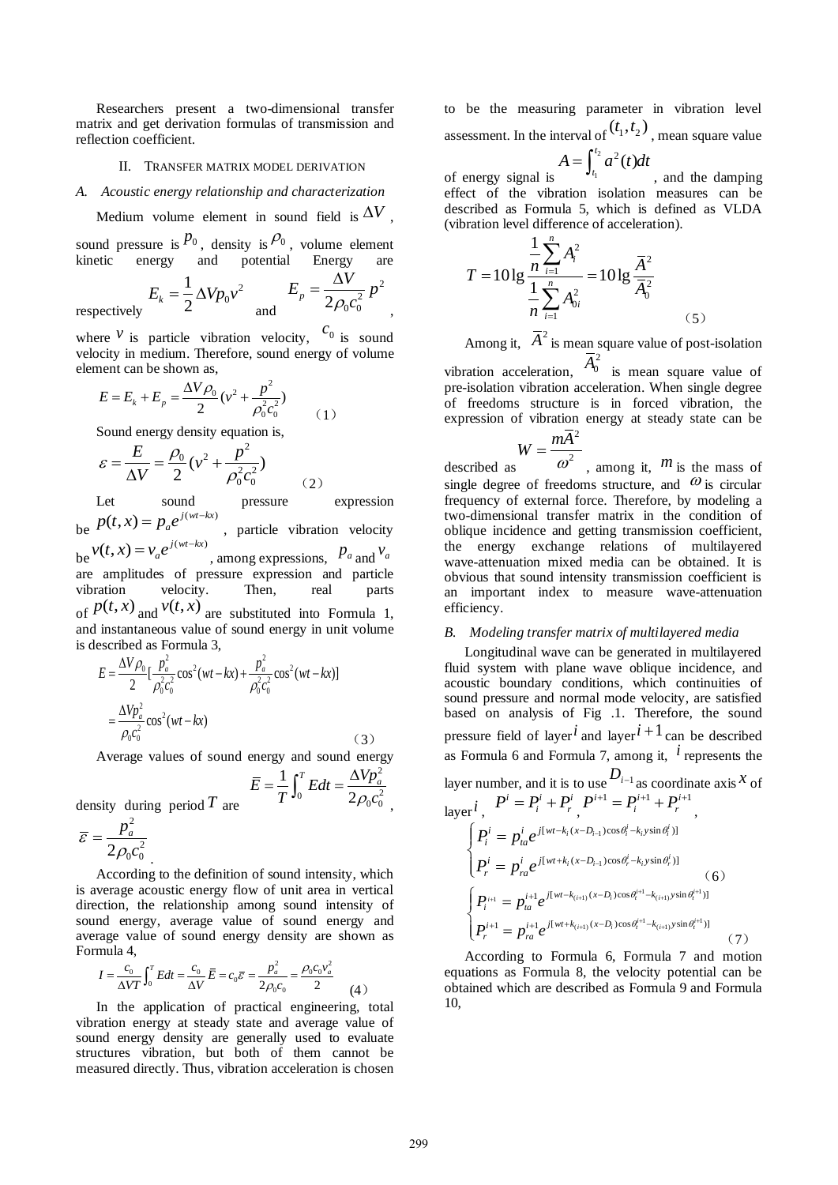Researchers present a two-dimensional transfer matrix and get derivation formulas of transmission and reflection coefficient.

## II. Transfer Matrix Model Derivation

### A. Acoustic energy relationship and characterization

Medium volume element in sound field is $\Delta V$, sound pressure is $p_0$, density is $\rho_0$, volume element kinetic energy and potential Energy are respectively $E_k = \frac{1}{2}\Delta V p_0 v^2$ and $E_p = \frac{\Delta V}{2\rho_0 c_0^2} p^2$, where $v$ is particle vibration velocity, $c_0$ is sound velocity in medium. Therefore, sound energy of volume element can be shown as,

$$E = E_k + E_p = \frac{\Delta V \rho_0}{2}(v^2 + \frac{p^2}{\rho_0^2 c_0^2}) \qquad (1)$$

Sound energy density equation is,

$$\varepsilon = \frac{E}{\Delta V} = \frac{\rho_0}{2}(v^2 + \frac{p^2}{\rho_0^2 c_0^2}) \qquad (2)$$

Let sound pressure expression be $p(t,x) = p_a e^{j(wt-kx)}$, particle vibration velocity be $v(t,x) = v_a e^{j(wt-kx)}$, among expressions, $p_a$ and $v_a$ are amplitudes of pressure expression and particle vibration velocity. Then, real parts of $p(t,x)$ and $v(t,x)$ are substituted into Formula 1, and instantaneous value of sound energy in unit volume is described as Formula 3,

$$\begin{aligned} E &= \frac{\Delta V \rho_0}{2}[\frac{p_a^2}{\rho_0^2 c_0^2}\cos^2(wt-kx) + \frac{p_a^2}{\rho_0^2 c_0^2}\cos^2(wt-kx)] \\ &= \frac{\Delta V p_a^2}{\rho_0 c_0^2}\cos^2(wt-kx) \end{aligned} \qquad (3)$$

Average values of sound energy and sound energy density during period $T$ are $\overline{E} = \frac{1}{T}\int_0^T E dt = \frac{\Delta V p_a^2}{2\rho_0 c_0^2}$, $\overline{\varepsilon} = \frac{p_a^2}{2\rho_0 c_0^2}$.

According to the definition of sound intensity, which is average acoustic energy flow of unit area in vertical direction, the relationship among sound intensity of sound energy, average value of sound energy and average value of sound energy density are shown as Formula 4,

$$I = \frac{c_0}{\Delta V T}\int_0^T E dt = \frac{c_0}{\Delta V}\overline{E} = c_0 \overline{\varepsilon} = \frac{p_a^2}{2\rho_0 c_0} = \frac{\rho_0 c_0 v_a^2}{2} \qquad (4)$$

In the application of practical engineering, total vibration energy at steady state and average value of sound energy density are generally used to evaluate structures vibration, but both of them cannot be measured directly. Thus, vibration acceleration is chosen to be the measuring parameter in vibration level assessment. In the interval of $(t_1, t_2)$, mean square value of energy signal is $A = \int_{t_1}^{t_2} a^2(t)dt$, and the damping effect of the vibration isolation measures can be described as Formula 5, which is defined as VLDA (vibration level difference of acceleration).

$$T = 10\lg\frac{\frac{1}{n}\sum_{i=1}^{n} A_i^2}{\frac{1}{n}\sum_{i=1}^{n} A_{0i}^2} = 10\lg\frac{\overline{A}^2}{\overline{A}_0^2} \qquad (5)$$

Among it, $\overline{A}^2$ is mean square value of post-isolation vibration acceleration, $\overline{A}_0^2$ is mean square value of pre-isolation vibration acceleration. When single degree of freedoms structure is in forced vibration, the expression of vibration energy at steady state can be described as $W = \frac{m\overline{A}^2}{\omega^2}$, among it, $m$ is the mass of single degree of freedoms structure, and $\omega$ is circular frequency of external force. Therefore, by modeling a two-dimensional transfer matrix in the condition of oblique incidence and getting transmission coefficient, the energy exchange relations of multilayered wave-attenuation mixed media can be obtained. It is obvious that sound intensity transmission coefficient is an important index to measure wave-attenuation efficiency.

### B. Modeling transfer matrix of multilayered media

Longitudinal wave can be generated in multilayered fluid system with plane wave oblique incidence, and acoustic boundary conditions, which continuities of sound pressure and normal mode velocity, are satisfied based on analysis of Fig .1. Therefore, the sound pressure field of layer $i$ and layer $i+1$ can be described as Formula 6 and Formula 7, among it, $i$ represents the layer number, and it is to use $D_{i-1}$ as coordinate axis $x$ of layer $i$, $P^i = P_i^i + P_r^i$, $P^{i+1} = P_i^{i+1} + P_r^{i+1}$,

$$\begin{cases} P_i^i = p_{ta}^i e^{j[wt - k_i(x-D_{i-1})\cos\theta_t^i - k_i y \sin\theta_t^i]} \\ P_r^i = p_{ra}^i e^{j[wt + k_i(x-D_{i-1})\cos\theta_r^i - k_i y \sin\theta_r^i]} \end{cases} \qquad (6)$$

$$\begin{cases} P_i^{i+1} = p_{ta}^{i+1} e^{j[wt - k_{(i+1)}(x-D_i)\cos\theta_t^{i+1} - k_{(i+1)} y \sin\theta_t^{i+1}]} \\ P_r^{i+1} = p_{ra}^{i+1} e^{j[wt + k_{(i+1)}(x-D_i)\cos\theta_t^{i+1} - k_{(i+1)} y \sin\theta_t^{i+1}]} \end{cases} \qquad (7)$$

According to Formula 6, Formula 7 and motion equations as Formula 8, the velocity potential can be obtained which are described as Formula 9 and Formula 10,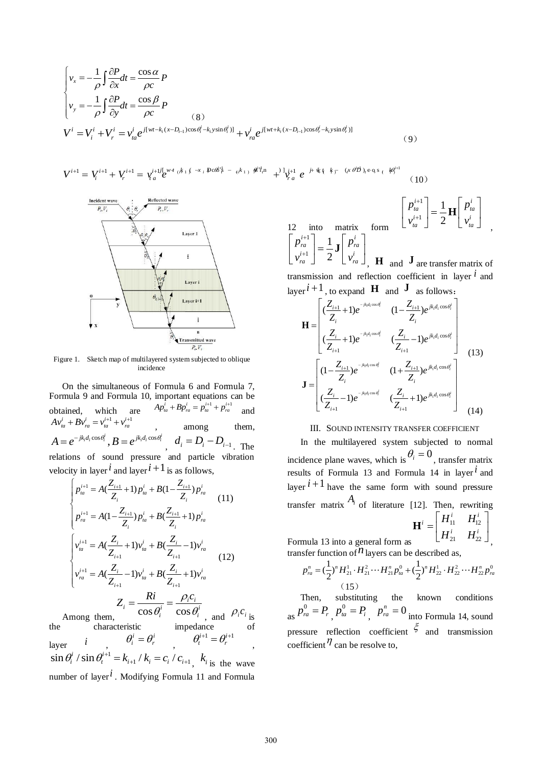$$\begin{cases} v_x = -\dfrac{1}{\rho}\displaystyle\int \dfrac{\partial P}{\partial x}dt = \dfrac{\cos\alpha}{\rho c}P \\ v_y = -\dfrac{1}{\rho}\displaystyle\int \dfrac{\partial P}{\partial y}dt = \dfrac{\cos\beta}{\rho c}P \end{cases} \tag{8}$$

$$V^i = V_i^i + V_r^i = v_{ta}^i e^{j[wt - k_i(x - D_{i-1})\cos\theta_i^i - k_i y \sin\theta_i^i)]} + v_{ra}^i e^{j[wt + k_i(x - D_{i-1})\cos\theta_r^i - k_i y \sin\theta_r^i)]} \tag{9}$$

$$V^{i+1} = V_i^{i+1} + V_r^{i+1} = v_{ta}^{i+1} e^{j[wt - k_{i+1}(x - D_i)\cos\theta_t^{i+1} - k_{i+1} y \sin\theta_t^{i+1})]} + v_{ra}^{i+1} e^{j[wt + k_{i+1}(x - D_i)\cos\theta_r^{i+1} - k_{i+1} y \sin\theta_r^{i+1})]} \tag{10}$$

Figure 1. Sketch map of multilayered system subjected to oblique incidence

On the simultaneous of Formula 6 and Formula 7, Formula 9 and Formula 10, important equations can be obtained, which are $Ap_{ta}^i + Bp_{ra}^i = p_{ta}^{i+1} + p_{ra}^{i+1}$ and $Av_{ta}^i + Bv_{ra}^i = v_{ta}^{i+1} + v_{ra}^{i+1}$, among them, $A = e^{-jk_i d_i \cos\theta_i^i}, B = e^{jk_i d_i \cos\theta_i^i}$, $d_i = D_i - D_{i-1}$. The relations of sound pressure and particle vibration velocity in layer $i$ and layer $i+1$ is as follows,

$$\begin{cases} p_{ta}^{i+1} = A(\dfrac{Z_{i+1}}{Z_i}+1)p_{ta}^i + B(1-\dfrac{Z_{i+1}}{Z_i})p_{ra}^i \\ p_{ra}^{i+1} = A(1-\dfrac{Z_{i+1}}{Z_i})p_{ta}^i + B(\dfrac{Z_{i+1}}{Z_i}+1)p_{ra}^i \end{cases} \tag{11}$$

$$\begin{cases} v_{ta}^{i+1} = A(\dfrac{Z_i}{Z_{i+1}}+1)v_{ta}^i + B(\dfrac{Z_i}{Z_{i+1}}-1)v_{ra}^i \\ v_{ra}^{i+1} = A(\dfrac{Z_i}{Z_{i+1}}-1)v_{ta}^i + B(\dfrac{Z_i}{Z_{i+1}}+1)v_{ra}^i \end{cases} \tag{12}$$

$$Z_i = \frac{Ri}{\cos\theta_i^i} = \frac{\rho_i c_i}{\cos\theta_i^i}$$

Among them, $\rho_i c_i$ is the characteristic impedance of layer $i$, $\theta_i^i = \theta_r^i$, $\theta_t^{i+1} = \theta_r^{i+1}$, $\sin\theta_i^i / \sin\theta_t^{i+1} = k_{i+1}/k_i = c_i/c_{i+1}$, $k_i$ is the wave number of layer $i$. Modifying Formula 11 and Formula 12 into matrix form $\begin{bmatrix} p_{ta}^{i+1} \\ v_{ta}^{i+1} \end{bmatrix} = \dfrac{1}{2}\mathbf{H}\begin{bmatrix} p_{ta}^i \\ v_{ta}^i \end{bmatrix}$, $\begin{bmatrix} p_{ra}^{i+1} \\ v_{ra}^{i+1} \end{bmatrix} = \dfrac{1}{2}\mathbf{J}\begin{bmatrix} p_{ra}^i \\ v_{ra}^i \end{bmatrix}$, $\mathbf{H}$ and $\mathbf{J}$ are transfer matrix of transmission and reflection coefficient in layer $i$ and layer $i+1$, to expand $\mathbf{H}$ and $\mathbf{J}$ as follows:

$$\mathbf{H} = \begin{bmatrix} (\dfrac{Z_{i+1}}{Z_i}+1)e^{-jk_i d_i \cos\theta_i^i} & (1-\dfrac{Z_{i+1}}{Z_i})e^{jk_i d_i \cos\theta_i^i} \\ (\dfrac{Z_i}{Z_{i+1}}+1)e^{-jk_i d_i \cos\theta_i^i} & (\dfrac{Z_i}{Z_{i+1}}-1)e^{jk_i d_i \cos\theta_i^i} \end{bmatrix} \tag{13}$$

$$\mathbf{J} = \begin{bmatrix} (1-\dfrac{Z_{i+1}}{Z_i})e^{-jk_i d_i \cos\theta_i^i} & (1+\dfrac{Z_{i+1}}{Z_i})e^{jk_i d_i \cos\theta_i^i} \\ (\dfrac{Z_i}{Z_{i+1}}-1)e^{-jk_i d_i \cos\theta_i^i} & (\dfrac{Z_i}{Z_{i+1}}+1)e^{jk_i d_i \cos\theta_i^i} \end{bmatrix} \tag{14}$$

## III. Sound Intensity Transfer Coefficient

In the multilayered system subjected to normal incidence plane waves, which is $\theta_i = 0$, transfer matrix results of Formula 13 and Formula 14 in layer $i$ and layer $i+1$ have the same form with sound pressure transfer matrix $A_i$ of literature [12]. Then, rewriting Formula 13 into a general form as $\mathbf{H}^i = \begin{bmatrix} H_{11}^i & H_{12}^i \\ H_{21}^i & H_{22}^i \end{bmatrix}$, transfer function of $n$ layers can be described as,

$$p_{ra}^n = (\frac{1}{2})^n H_{21}^1 \cdot H_{21}^2 \cdots H_{21}^n p_{ta}^0 + (\frac{1}{2})^n H_{22}^1 \cdot H_{22}^2 \cdots H_{22}^n p_{ra}^0 \tag{15}$$

Then, substituting the known conditions as $p_{ra}^0 = P_r$, $p_{ta}^0 = P_i$, $p_{ra}^n = 0$ into Formula 14, sound pressure reflection coefficient $\xi$ and transmission coefficient $\eta$ can be resolve to,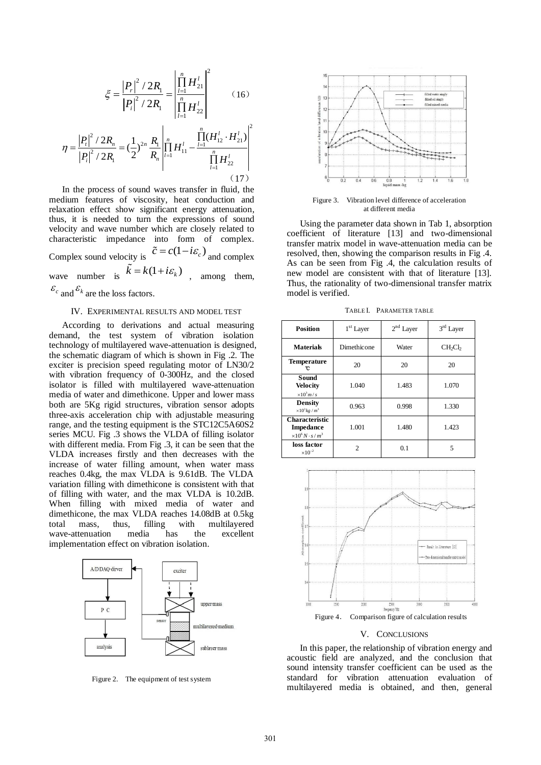$$\xi = \frac{|P_r|^2/2R_1}{|P_i|^2/2R_1} = \left| \frac{\prod_{l=1}^{n} H_{21}^l}{\prod_{l=1}^{n} H_{22}^l} \right|^2 \quad (16)$$

$$\eta = \frac{|P_t|^2/2R_n}{|P_i|^2/2R_1} = (\frac{1}{2})^{2n} \frac{R_1}{R_n} \left| \prod_{l=1}^{n} H_{11}^l - \frac{\prod_{l=1}^{n} (H_{12}^l \cdot H_{21}^l)}{\prod_{l=1}^{n} H_{22}^l} \right|^2 \quad (17)$$

In the process of sound waves transfer in fluid, the medium features of viscosity, heat conduction and relaxation effect show significant energy attenuation, thus, it is needed to turn the expressions of sound velocity and wave number which are closely related to characteristic impedance into form of complex. Complex sound velocity is $\tilde{c} = c(1 - i\varepsilon_c)$ and complex wave number is $\tilde{k} = k(1 + i\varepsilon_k)$, among them, $\varepsilon_c$ and $\varepsilon_k$ are the loss factors.

## IV. Experimental Results and Model Test

According to derivations and actual measuring demand, the test system of vibration isolation technology of multilayered wave-attenuation is designed, the schematic diagram of which is shown in Fig .2. The exciter is precision speed regulating motor of LN30/2 with vibration frequency of 0-300Hz, and the closed isolator is filled with multilayered wave-attenuation media of water and dimethicone. Upper and lower mass both are 5Kg rigid structures, vibration sensor adopts three-axis acceleration chip with adjustable measuring range, and the testing equipment is the STC12C5A60S2 series MCU. Fig .3 shows the VLDA of filling isolator with different media. From Fig .3, it can be seen that the VLDA increases firstly and then decreases with the increase of water filling amount, when water mass reaches 0.4kg, the max VLDA is 9.61dB. The VLDA variation filling with dimethicone is consistent with that of filling with water, and the max VLDA is 10.2dB. When filling with mixed media of water and dimethicone, the max VLDA reaches 14.08dB at 0.5kg total mass, thus, filling with multilayered wave-attenuation media has the excellent implementation effect on vibration isolation.

Figure 2. The equipment of test system

Figure 3. Vibration level difference of acceleration at different media

Using the parameter data shown in Tab 1, absorption coefficient of literature [13] and two-dimensional transfer matrix model in wave-attenuation media can be resolved, then, showing the comparison results in Fig .4. As can be seen from Fig .4, the calculation results of new model are consistent with that of literature [13]. Thus, the rationality of two-dimensional transfer matrix model is verified.

TABLE I. PARAMETER TABLE

| Position | 1st Layer | 2nd Layer | 3rd Layer |
|---|---|---|---|
| **Materials** | Dimethicone | Water | $CH_2Cl_2$ |
| **Temperature** ℃ | 20 | 20 | 20 |
| **Sound Velocity** $\times 10^3 m/s$ | 1.040 | 1.483 | 1.070 |
| **Density** $\times 10^3 kg/m^3$ | 0.963 | 0.998 | 1.330 |
| **Characteristic Impedance** $\times 10^6 N \cdot s/m^3$ | 1.001 | 1.480 | 1.423 |
| **loss factor** $\times 10^{-2}$ | 2 | 0.1 | 5 |

Figure 4. Comparison figure of calculation results

## V. Conclusions

In this paper, the relationship of vibration energy and acoustic field are analyzed, and the conclusion that sound intensity transfer coefficient can be used as the standard for vibration attenuation evaluation of multilayered media is obtained, and then, general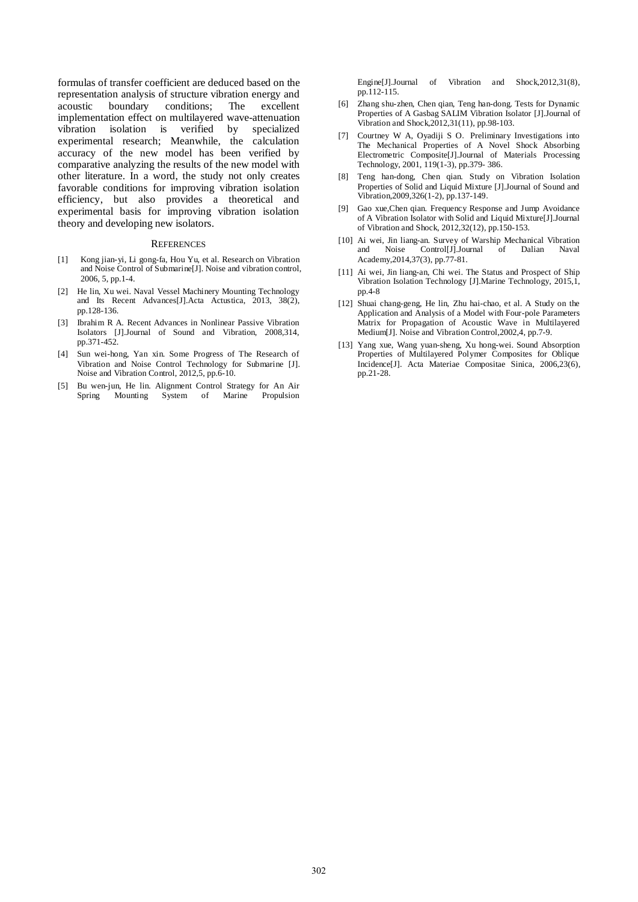formulas of transfer coefficient are deduced based on the representation analysis of structure vibration energy and acoustic boundary conditions; The excellent implementation effect on multilayered wave-attenuation vibration isolation is verified by specialized experimental research; Meanwhile, the calculation accuracy of the new model has been verified by comparative analyzing the results of the new model with other literature. In a word, the study not only creates favorable conditions for improving vibration isolation efficiency, but also provides a theoretical and experimental basis for improving vibration isolation theory and developing new isolators.

## REFERENCES

- [1] Kong jian-yi, Li gong-fa, Hou Yu, et al. Research on Vibration and Noise Control of Submarine[J]. Noise and vibration control, 2006, 5, pp.1-4.
- [2] He lin, Xu wei. Naval Vessel Machinery Mounting Technology and Its Recent Advances[J].Acta Actustica, 2013, 38(2), pp.128-136.
- [3] Ibrahim R A. Recent Advances in Nonlinear Passive Vibration Isolators [J].Journal of Sound and Vibration, 2008,314, pp.371-452.
- [4] Sun wei-hong, Yan xin. Some Progress of The Research of Vibration and Noise Control Technology for Submarine [J]. Noise and Vibration Control, 2012,5, pp.6-10.
- [5] Bu wen-jun, He lin. Alignment Control Strategy for An Air Spring Mounting System of Marine Propulsion Engine[J].Journal of Vibration and Shock,2012,31(8), pp.112-115.
- [6] Zhang shu-zhen, Chen qian, Teng han-dong. Tests for Dynamic Properties of A Gasbag SALIM Vibration Isolator [J].Journal of Vibration and Shock,2012,31(11), pp.98-103.
- [7] Courtney W A, Oyadiji S O. Preliminary Investigations into The Mechanical Properties of A Novel Shock Absorbing Electrometric Composite[J].Journal of Materials Processing Technology, 2001, 119(1-3), pp.379- 386.
- [8] Teng han-dong, Chen qian. Study on Vibration Isolation Properties of Solid and Liquid Mixture [J].Journal of Sound and Vibration,2009,326(1-2), pp.137-149.
- [9] Gao xue,Chen qian. Frequency Response and Jump Avoidance of A Vibration Isolator with Solid and Liquid Mixture[J].Journal of Vibration and Shock, 2012,32(12), pp.150-153.
- [10] Ai wei, Jin liang-an. Survey of Warship Mechanical Vibration and Noise Control[J].Journal of Dalian Naval Academy,2014,37(3), pp.77-81.
- [11] Ai wei, Jin liang-an, Chi wei. The Status and Prospect of Ship Vibration Isolation Technology [J].Marine Technology, 2015,1, pp.4-8
- [12] Shuai chang-geng, He lin, Zhu hai-chao, et al. A Study on the Application and Analysis of a Model with Four-pole Parameters Matrix for Propagation of Acoustic Wave in Multilayered Medium[J]. Noise and Vibration Control,2002,4, pp.7-9.
- [13] Yang xue, Wang yuan-sheng, Xu hong-wei. Sound Absorption Properties of Multilayered Polymer Composites for Oblique Incidence[J]. Acta Materiae Compositae Sinica, 2006,23(6), pp.21-28.